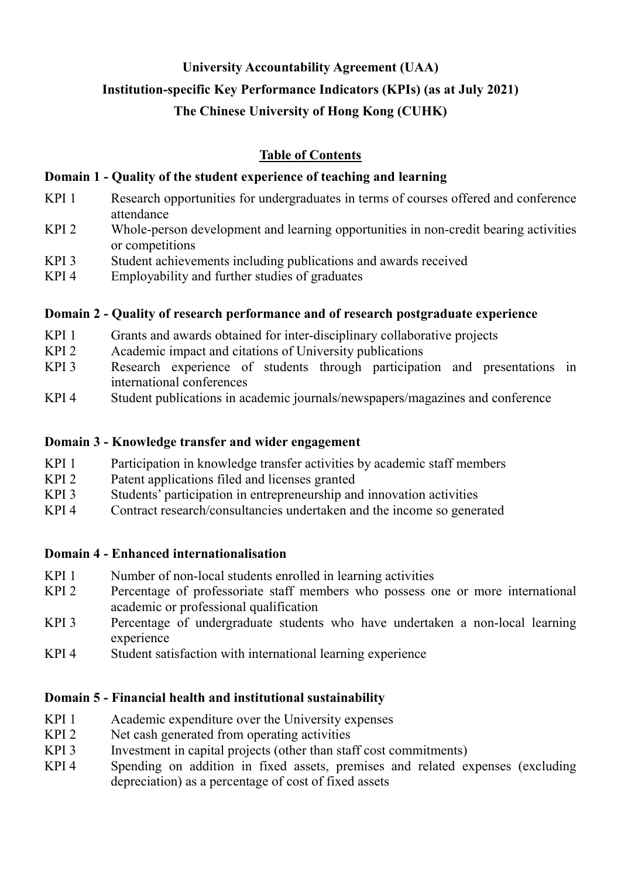# University Accountability Agreement (UAA)

# Institution-specific Key Performance Indicators (KPIs) (as at July 2021)

# The Chinese University of Hong Kong (CUHK)

## Table of Contents

### Domain 1 - Quality of the student experience of teaching and learning

| | |
|---|---|
| KPI 1 | Research opportunities for undergraduates in terms of courses offered and conference attendance |
| KPI 2 | Whole-person development and learning opportunities in non-credit bearing activities or competitions |
| KPI 3 | Student achievements including publications and awards received |
| KPI 4 | Employability and further studies of graduates |

### Domain 2 - Quality of research performance and of research postgraduate experience

| | |
|---|---|
| KPI 1 | Grants and awards obtained for inter-disciplinary collaborative projects |
| KPI 2 | Academic impact and citations of University publications |
| KPI 3 | Research experience of students through participation and presentations in international conferences |
| KPI 4 | Student publications in academic journals/newspapers/magazines and conference |

### Domain 3 - Knowledge transfer and wider engagement

| | |
|---|---|
| KPI 1 | Participation in knowledge transfer activities by academic staff members |
| KPI 2 | Patent applications filed and licenses granted |
| KPI 3 | Students' participation in entrepreneurship and innovation activities |
| KPI 4 | Contract research/consultancies undertaken and the income so generated |

### Domain 4 - Enhanced internationalisation

| | |
|---|---|
| KPI 1 | Number of non-local students enrolled in learning activities |
| KPI 2 | Percentage of professoriate staff members who possess one or more international academic or professional qualification |
| KPI 3 | Percentage of undergraduate students who have undertaken a non-local learning experience |
| KPI 4 | Student satisfaction with international learning experience |

### Domain 5 - Financial health and institutional sustainability

| | |
|---|---|
| KPI 1 | Academic expenditure over the University expenses |
| KPI 2 | Net cash generated from operating activities |
| KPI 3 | Investment in capital projects (other than staff cost commitments) |
| KPI 4 | Spending on addition in fixed assets, premises and related expenses (excluding depreciation) as a percentage of cost of fixed assets |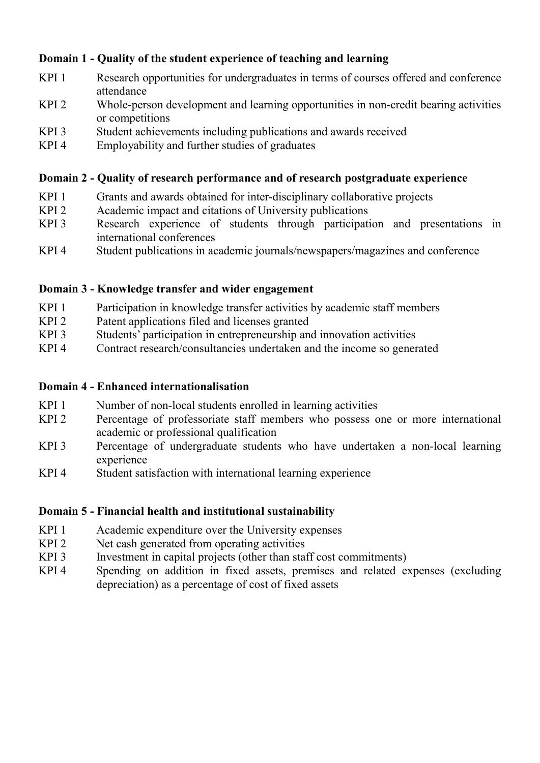**Domain 1 - Quality of the student experience of teaching and learning**

| | |
|---|---|
| KPI 1 | Research opportunities for undergraduates in terms of courses offered and conference attendance |
| KPI 2 | Whole-person development and learning opportunities in non-credit bearing activities or competitions |
| KPI 3 | Student achievements including publications and awards received |
| KPI 4 | Employability and further studies of graduates |

**Domain 2 - Quality of research performance and of research postgraduate experience**

| | |
|---|---|
| KPI 1 | Grants and awards obtained for inter-disciplinary collaborative projects |
| KPI 2 | Academic impact and citations of University publications |
| KPI 3 | Research experience of students through participation and presentations in international conferences |
| KPI 4 | Student publications in academic journals/newspapers/magazines and conference |

**Domain 3 - Knowledge transfer and wider engagement**

| | |
|---|---|
| KPI 1 | Participation in knowledge transfer activities by academic staff members |
| KPI 2 | Patent applications filed and licenses granted |
| KPI 3 | Students' participation in entrepreneurship and innovation activities |
| KPI 4 | Contract research/consultancies undertaken and the income so generated |

**Domain 4 - Enhanced internationalisation**

| | |
|---|---|
| KPI 1 | Number of non-local students enrolled in learning activities |
| KPI 2 | Percentage of professoriate staff members who possess one or more international academic or professional qualification |
| KPI 3 | Percentage of undergraduate students who have undertaken a non-local learning experience |
| KPI 4 | Student satisfaction with international learning experience |

**Domain 5 - Financial health and institutional sustainability**

| | |
|---|---|
| KPI 1 | Academic expenditure over the University expenses |
| KPI 2 | Net cash generated from operating activities |
| KPI 3 | Investment in capital projects (other than staff cost commitments) |
| KPI 4 | Spending on addition in fixed assets, premises and related expenses (excluding depreciation) as a percentage of cost of fixed assets |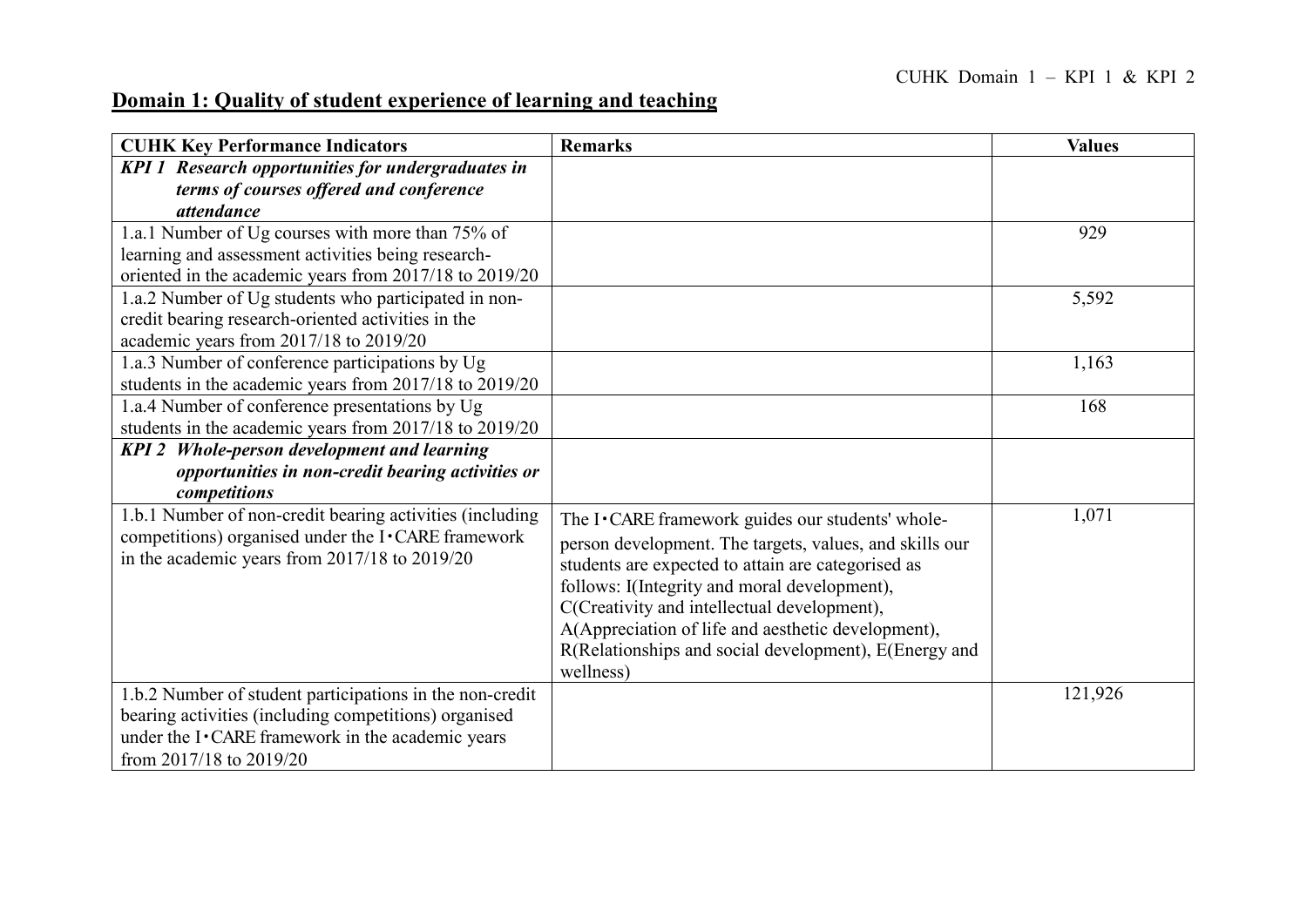## Domain 1: Quality of student experience of learning and teaching

| CUHK Key Performance Indicators | Remarks | Values |
|---|---|---|
| ***KPI 1 Research opportunities for undergraduates in terms of courses offered and conference attendance*** | | |
| 1.a.1 Number of Ug courses with more than 75% of learning and assessment activities being research-oriented in the academic years from 2017/18 to 2019/20 | | 929 |
| 1.a.2 Number of Ug students who participated in non-credit bearing research-oriented activities in the academic years from 2017/18 to 2019/20 | | 5,592 |
| 1.a.3 Number of conference participations by Ug students in the academic years from 2017/18 to 2019/20 | | 1,163 |
| 1.a.4 Number of conference presentations by Ug students in the academic years from 2017/18 to 2019/20 | | 168 |
| ***KPI 2 Whole-person development and learning opportunities in non-credit bearing activities or competitions*** | | |
| 1.b.1 Number of non-credit bearing activities (including competitions) organised under the I•CARE framework in the academic years from 2017/18 to 2019/20 | The I•CARE framework guides our students' whole-person development. The targets, values, and skills our students are expected to attain are categorised as follows: I(Integrity and moral development), C(Creativity and intellectual development), A(Appreciation of life and aesthetic development), R(Relationships and social development), E(Energy and wellness) | 1,071 |
| 1.b.2 Number of student participations in the non-credit bearing activities (including competitions) organised under the I•CARE framework in the academic years from 2017/18 to 2019/20 | | 121,926 |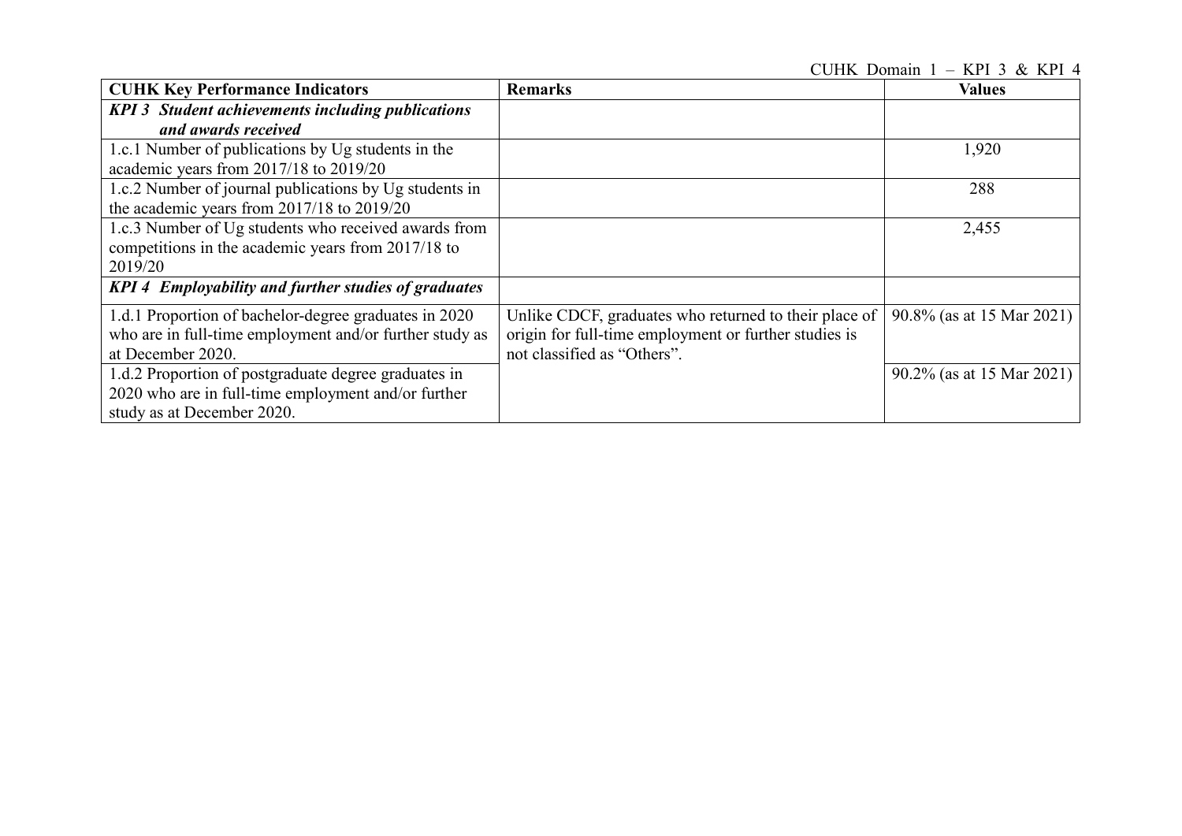| CUHK Key Performance Indicators | Remarks | Values |
| --- | --- | --- |
| ***KPI 3 Student achievements including publications and awards received*** | | |
| 1.c.1 Number of publications by Ug students in the academic years from 2017/18 to 2019/20 | | 1,920 |
| 1.c.2 Number of journal publications by Ug students in the academic years from 2017/18 to 2019/20 | | 288 |
| 1.c.3 Number of Ug students who received awards from competitions in the academic years from 2017/18 to 2019/20 | | 2,455 |
| ***KPI 4 Employability and further studies of graduates*** | | |
| 1.d.1 Proportion of bachelor-degree graduates in 2020 who are in full-time employment and/or further study as at December 2020. | Unlike CDCF, graduates who returned to their place of origin for full-time employment or further studies is not classified as "Others". | 90.8% (as at 15 Mar 2021) |
| 1.d.2 Proportion of postgraduate degree graduates in 2020 who are in full-time employment and/or further study as at December 2020. | | 90.2% (as at 15 Mar 2021) |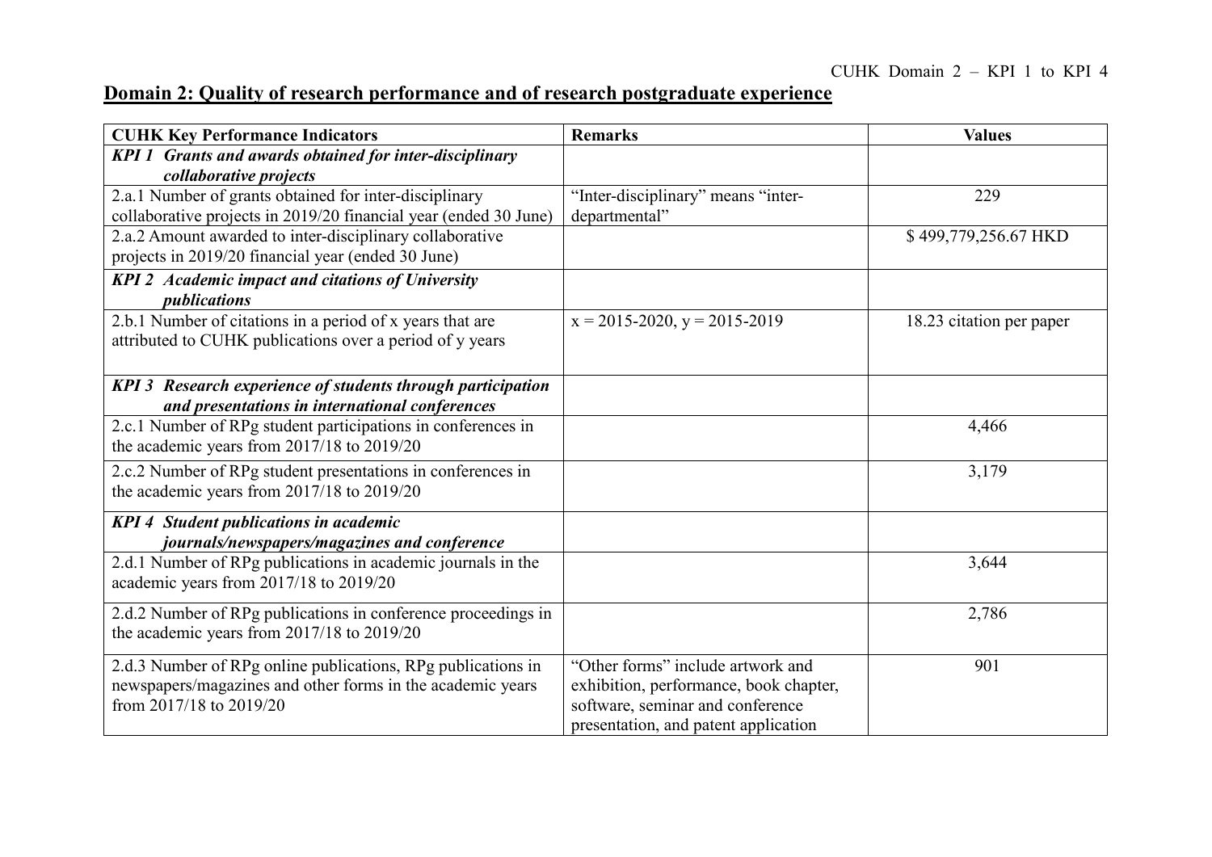## Domain 2: Quality of research performance and of research postgraduate experience

| CUHK Key Performance Indicators | Remarks | Values |
|---|---|---|
| ***KPI 1 Grants and awards obtained for inter-disciplinary collaborative projects*** | | |
| 2.a.1 Number of grants obtained for inter-disciplinary collaborative projects in 2019/20 financial year (ended 30 June) | "Inter-disciplinary" means "inter-departmental" | 229 |
| 2.a.2 Amount awarded to inter-disciplinary collaborative projects in 2019/20 financial year (ended 30 June) | | $ 499,779,256.67 HKD |
| ***KPI 2 Academic impact and citations of University publications*** | | |
| 2.b.1 Number of citations in a period of x years that are attributed to CUHK publications over a period of y years | x = 2015-2020, y = 2015-2019 | 18.23 citation per paper |
| ***KPI 3 Research experience of students through participation and presentations in international conferences*** | | |
| 2.c.1 Number of RPg student participations in conferences in the academic years from 2017/18 to 2019/20 | | 4,466 |
| 2.c.2 Number of RPg student presentations in conferences in the academic years from 2017/18 to 2019/20 | | 3,179 |
| ***KPI 4 Student publications in academic journals/newspapers/magazines and conference*** | | |
| 2.d.1 Number of RPg publications in academic journals in the academic years from 2017/18 to 2019/20 | | 3,644 |
| 2.d.2 Number of RPg publications in conference proceedings in the academic years from 2017/18 to 2019/20 | | 2,786 |
| 2.d.3 Number of RPg online publications, RPg publications in newspapers/magazines and other forms in the academic years from 2017/18 to 2019/20 | "Other forms" include artwork and exhibition, performance, book chapter, software, seminar and conference presentation, and patent application | 901 |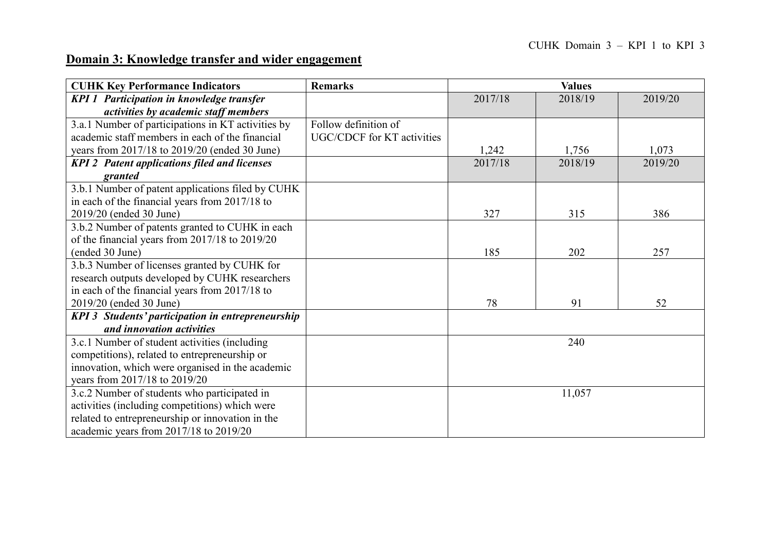## Domain 3: Knowledge transfer and wider engagement

| CUHK Key Performance Indicators | Remarks | Values | | |
|---|---|---|---|---|
| ***KPI 1 Participation in knowledge transfer activities by academic staff members*** | | 2017/18 | 2018/19 | 2019/20 |
| 3.a.1 Number of participations in KT activities by academic staff members in each of the financial years from 2017/18 to 2019/20 (ended 30 June) | Follow definition of UGC/CDCF for KT activities | 1,242 | 1,756 | 1,073 |
| ***KPI 2 Patent applications filed and licenses granted*** | | 2017/18 | 2018/19 | 2019/20 |
| 3.b.1 Number of patent applications filed by CUHK in each of the financial years from 2017/18 to 2019/20 (ended 30 June) | | 327 | 315 | 386 |
| 3.b.2 Number of patents granted to CUHK in each of the financial years from 2017/18 to 2019/20 (ended 30 June) | | 185 | 202 | 257 |
| 3.b.3 Number of licenses granted by CUHK for research outputs developed by CUHK researchers in each of the financial years from 2017/18 to 2019/20 (ended 30 June) | | 78 | 91 | 52 |
| ***KPI 3 Students' participation in entrepreneurship and innovation activities*** | | | | |
| 3.c.1 Number of student activities (including competitions), related to entrepreneurship or innovation, which were organised in the academic years from 2017/18 to 2019/20 | | 240 | | |
| 3.c.2 Number of students who participated in activities (including competitions) which were related to entrepreneurship or innovation in the academic years from 2017/18 to 2019/20 | | 11,057 | | |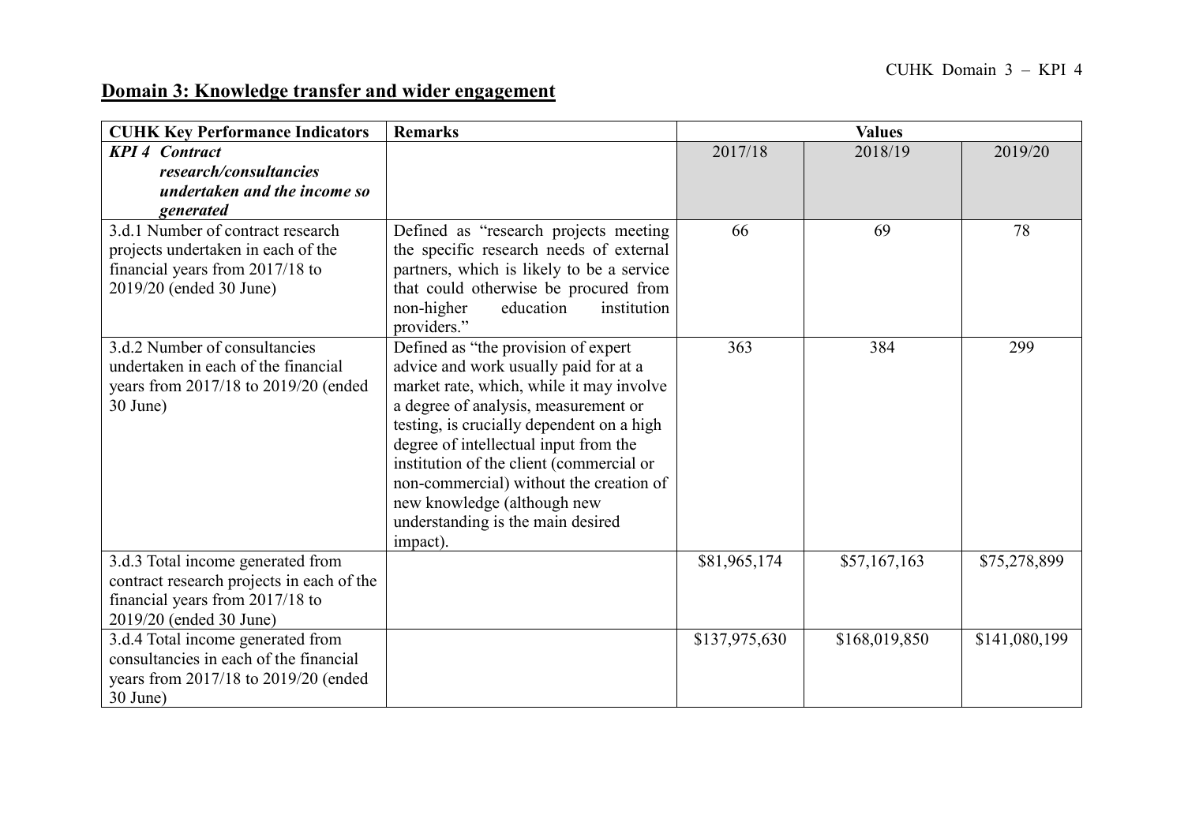## Domain 3: Knowledge transfer and wider engagement

| CUHK Key Performance Indicators | Remarks | Values | | |
|---|---|---|---|---|
| ***KPI 4 Contract research/consultancies undertaken and the income so generated*** | | 2017/18 | 2018/19 | 2019/20 |
| 3.d.1 Number of contract research projects undertaken in each of the financial years from 2017/18 to 2019/20 (ended 30 June) | Defined as "research projects meeting the specific research needs of external partners, which is likely to be a service that could otherwise be procured from non-higher education institution providers." | 66 | 69 | 78 |
| 3.d.2 Number of consultancies undertaken in each of the financial years from 2017/18 to 2019/20 (ended 30 June) | Defined as "the provision of expert advice and work usually paid for at a market rate, which, while it may involve a degree of analysis, measurement or testing, is crucially dependent on a high degree of intellectual input from the institution of the client (commercial or non-commercial) without the creation of new knowledge (although new understanding is the main desired impact). | 363 | 384 | 299 |
| 3.d.3 Total income generated from contract research projects in each of the financial years from 2017/18 to 2019/20 (ended 30 June) | | $81,965,174 | $57,167,163 | $75,278,899 |
| 3.d.4 Total income generated from consultancies in each of the financial years from 2017/18 to 2019/20 (ended 30 June) | | $137,975,630 | $168,019,850 | $141,080,199 |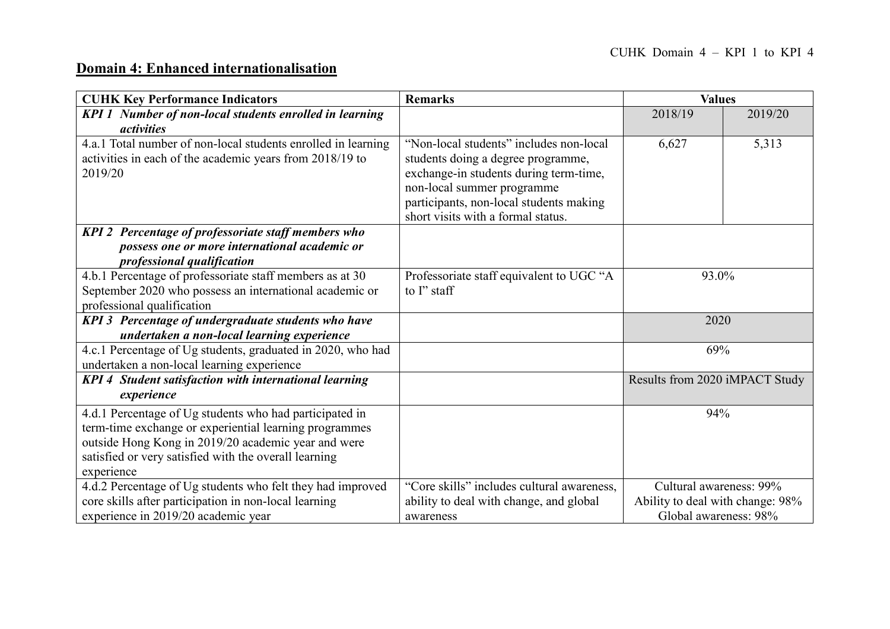## Domain 4: Enhanced internationalisation

| CUHK Key Performance Indicators | Remarks | Values | |
|---|---|---|---|
| ***KPI 1 Number of non-local students enrolled in learning activities*** | | 2018/19 | 2019/20 |
| 4.a.1 Total number of non-local students enrolled in learning activities in each of the academic years from 2018/19 to 2019/20 | "Non-local students" includes non-local students doing a degree programme, exchange-in students during term-time, non-local summer programme participants, non-local students making short visits with a formal status. | 6,627 | 5,313 |
| ***KPI 2 Percentage of professoriate staff members who possess one or more international academic or professional qualification*** | | | |
| 4.b.1 Percentage of professoriate staff members as at 30 September 2020 who possess an international academic or professional qualification | Professoriate staff equivalent to UGC "A to I" staff | 93.0% | |
| ***KPI 3 Percentage of undergraduate students who have undertaken a non-local learning experience*** | | 2020 | |
| 4.c.1 Percentage of Ug students, graduated in 2020, who had undertaken a non-local learning experience | | 69% | |
| ***KPI 4 Student satisfaction with international learning experience*** | | Results from 2020 iMPACT Study | |
| 4.d.1 Percentage of Ug students who had participated in term-time exchange or experiential learning programmes outside Hong Kong in 2019/20 academic year and were satisfied or very satisfied with the overall learning experience | | 94% | |
| 4.d.2 Percentage of Ug students who felt they had improved core skills after participation in non-local learning experience in 2019/20 academic year | "Core skills" includes cultural awareness, ability to deal with change, and global awareness | Cultural awareness: 99%<br>Ability to deal with change: 98%<br>Global awareness: 98% | |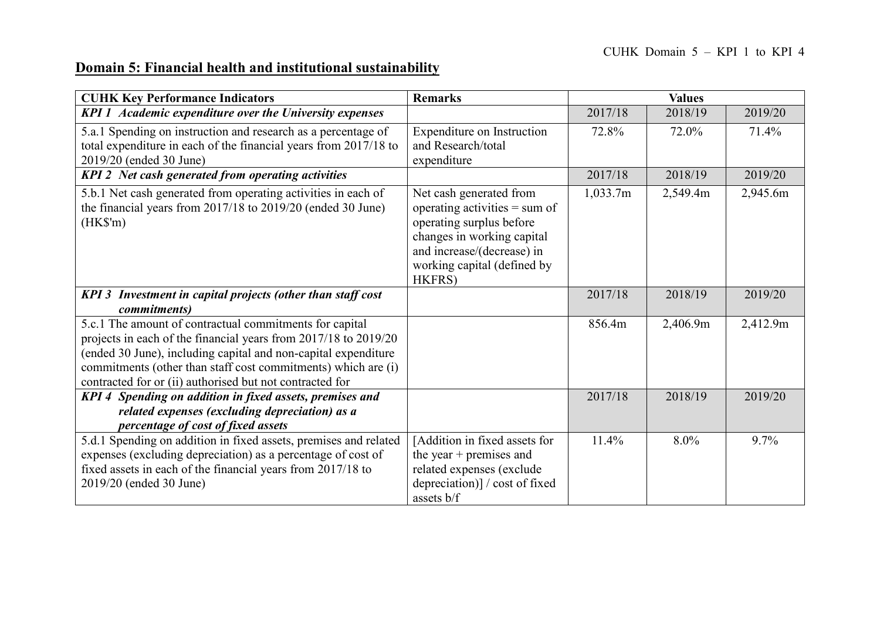## Domain 5: Financial health and institutional sustainability

| CUHK Key Performance Indicators | Remarks | Values | | |
|---|---|---|---|---|
| ***KPI 1 Academic expenditure over the University expenses*** | | 2017/18 | 2018/19 | 2019/20 |
| 5.a.1 Spending on instruction and research as a percentage of total expenditure in each of the financial years from 2017/18 to 2019/20 (ended 30 June) | Expenditure on Instruction and Research/total expenditure | 72.8% | 72.0% | 71.4% |
| ***KPI 2 Net cash generated from operating activities*** | | 2017/18 | 2018/19 | 2019/20 |
| 5.b.1 Net cash generated from operating activities in each of the financial years from 2017/18 to 2019/20 (ended 30 June) (HK$'m) | Net cash generated from operating activities = sum of operating surplus before changes in working capital and increase/(decrease) in working capital (defined by HKFRS) | 1,033.7m | 2,549.4m | 2,945.6m |
| ***KPI 3 Investment in capital projects (other than staff cost commitments)*** | | 2017/18 | 2018/19 | 2019/20 |
| 5.c.1 The amount of contractual commitments for capital projects in each of the financial years from 2017/18 to 2019/20 (ended 30 June), including capital and non-capital expenditure commitments (other than staff cost commitments) which are (i) contracted for or (ii) authorised but not contracted for | | 856.4m | 2,406.9m | 2,412.9m |
| ***KPI 4 Spending on addition in fixed assets, premises and related expenses (excluding depreciation) as a percentage of cost of fixed assets*** | | 2017/18 | 2018/19 | 2019/20 |
| 5.d.1 Spending on addition in fixed assets, premises and related expenses (excluding depreciation) as a percentage of cost of fixed assets in each of the financial years from 2017/18 to 2019/20 (ended 30 June) | [Addition in fixed assets for the year + premises and related expenses (exclude depreciation)] / cost of fixed assets b/f | 11.4% | 8.0% | 9.7% |